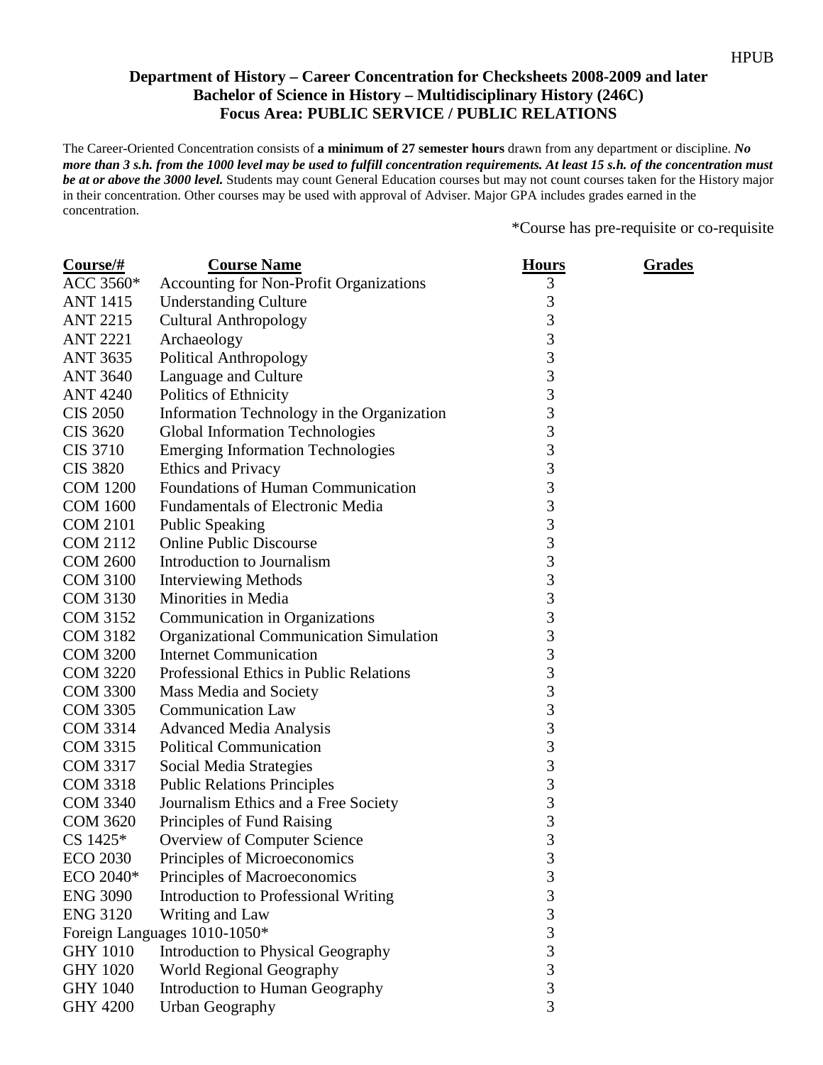HPUB

## Department of History – Career Concentration for Checksheets 2008-2009 and later
## Bachelor of Science in History – Multidisciplinary History (246C)
## Focus Area: PUBLIC SERVICE / PUBLIC RELATIONS

The Career-Oriented Concentration consists of **a minimum of 27 semester hours** drawn from any department or discipline. ***No more than 3 s.h. from the 1000 level may be used to fulfill concentration requirements. At least 15 s.h. of the concentration must be at or above the 3000 level.*** Students may count General Education courses but may not count courses taken for the History major in their concentration. Other courses may be used with approval of Adviser. Major GPA includes grades earned in the concentration.

*Course has pre-requisite or co-requisite

| Course/# | Course Name | Hours | Grades |
|---|---|---|---|
| ACC 3560* | Accounting for Non-Profit Organizations | 3 | |
| ANT 1415 | Understanding Culture | 3 | |
| ANT 2215 | Cultural Anthropology | 3 | |
| ANT 2221 | Archaeology | 3 | |
| ANT 3635 | Political Anthropology | 3 | |
| ANT 3640 | Language and Culture | 3 | |
| ANT 4240 | Politics of Ethnicity | 3 | |
| CIS 2050 | Information Technology in the Organization | 3 | |
| CIS 3620 | Global Information Technologies | 3 | |
| CIS 3710 | Emerging Information Technologies | 3 | |
| CIS 3820 | Ethics and Privacy | 3 | |
| COM 1200 | Foundations of Human Communication | 3 | |
| COM 1600 | Fundamentals of Electronic Media | 3 | |
| COM 2101 | Public Speaking | 3 | |
| COM 2112 | Online Public Discourse | 3 | |
| COM 2600 | Introduction to Journalism | 3 | |
| COM 3100 | Interviewing Methods | 3 | |
| COM 3130 | Minorities in Media | 3 | |
| COM 3152 | Communication in Organizations | 3 | |
| COM 3182 | Organizational Communication Simulation | 3 | |
| COM 3200 | Internet Communication | 3 | |
| COM 3220 | Professional Ethics in Public Relations | 3 | |
| COM 3300 | Mass Media and Society | 3 | |
| COM 3305 | Communication Law | 3 | |
| COM 3314 | Advanced Media Analysis | 3 | |
| COM 3315 | Political Communication | 3 | |
| COM 3317 | Social Media Strategies | 3 | |
| COM 3318 | Public Relations Principles | 3 | |
| COM 3340 | Journalism Ethics and a Free Society | 3 | |
| COM 3620 | Principles of Fund Raising | 3 | |
| CS 1425* | Overview of Computer Science | 3 | |
| ECO 2030 | Principles of Microeconomics | 3 | |
| ECO 2040* | Principles of Macroeconomics | 3 | |
| ENG 3090 | Introduction to Professional Writing | 3 | |
| ENG 3120 | Writing and Law | 3 | |
| Foreign Languages 1010-1050* | | 3 | |
| GHY 1010 | Introduction to Physical Geography | 3 | |
| GHY 1020 | World Regional Geography | 3 | |
| GHY 1040 | Introduction to Human Geography | 3 | |
| GHY 4200 | Urban Geography | 3 | |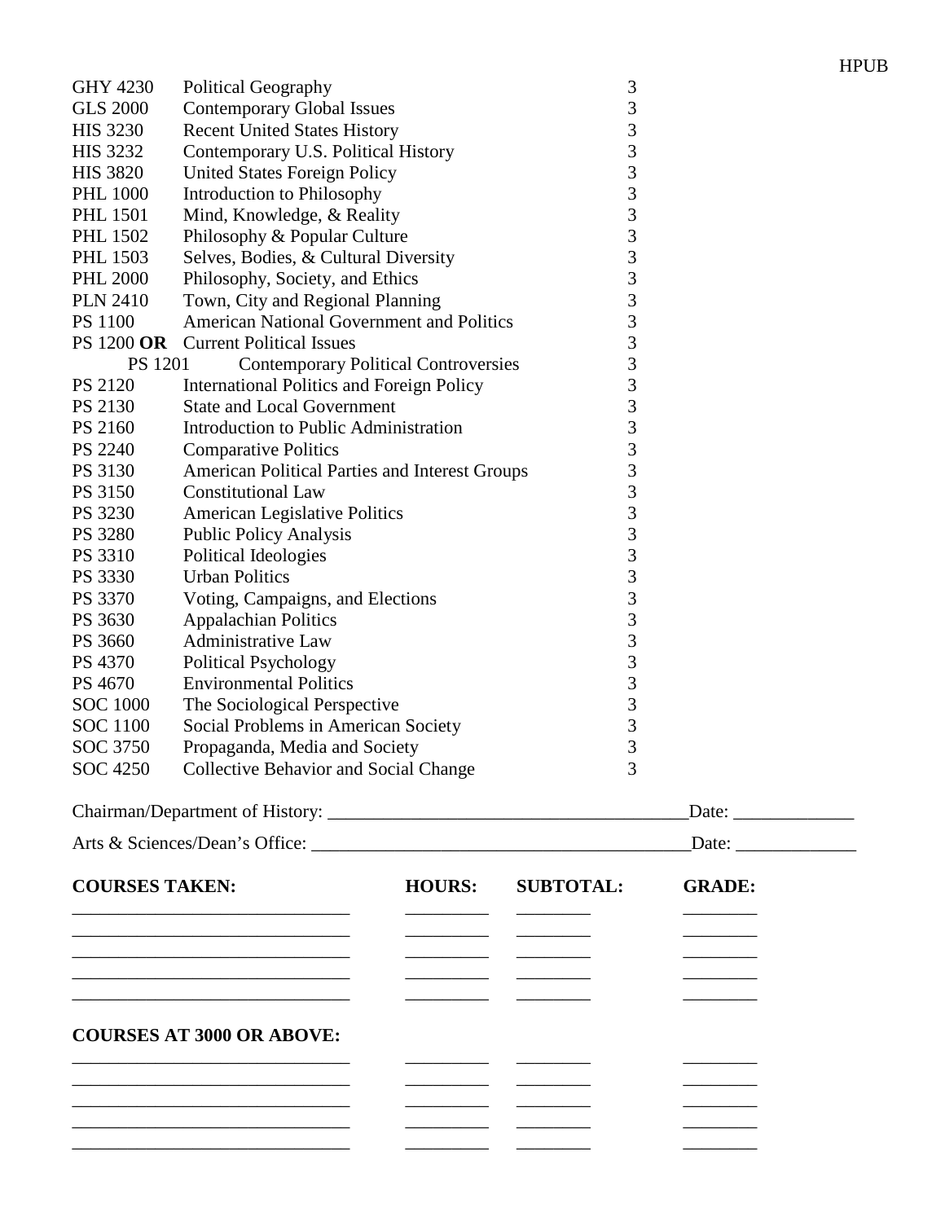| | | |
|---|---|---|
| GHY 4230 | Political Geography | 3 |
| GLS 2000 | Contemporary Global Issues | 3 |
| HIS 3230 | Recent United States History | 3 |
| HIS 3232 | Contemporary U.S. Political History | 3 |
| HIS 3820 | United States Foreign Policy | 3 |
| PHL 1000 | Introduction to Philosophy | 3 |
| PHL 1501 | Mind, Knowledge, & Reality | 3 |
| PHL 1502 | Philosophy & Popular Culture | 3 |
| PHL 1503 | Selves, Bodies, & Cultural Diversity | 3 |
| PHL 2000 | Philosophy, Society, and Ethics | 3 |
| PLN 2410 | Town, City and Regional Planning | 3 |
| PS 1100 | American National Government and Politics | 3 |
| PS 1200 **OR** | Current Political Issues | 3 |
| PS 1201 | Contemporary Political Controversies | 3 |
| PS 2120 | International Politics and Foreign Policy | 3 |
| PS 2130 | State and Local Government | 3 |
| PS 2160 | Introduction to Public Administration | 3 |
| PS 2240 | Comparative Politics | 3 |
| PS 3130 | American Political Parties and Interest Groups | 3 |
| PS 3150 | Constitutional Law | 3 |
| PS 3230 | American Legislative Politics | 3 |
| PS 3280 | Public Policy Analysis | 3 |
| PS 3310 | Political Ideologies | 3 |
| PS 3330 | Urban Politics | 3 |
| PS 3370 | Voting, Campaigns, and Elections | 3 |
| PS 3630 | Appalachian Politics | 3 |
| PS 3660 | Administrative Law | 3 |
| PS 4370 | Political Psychology | 3 |
| PS 4670 | Environmental Politics | 3 |
| SOC 1000 | The Sociological Perspective | 3 |
| SOC 1100 | Social Problems in American Society | 3 |
| SOC 3750 | Propaganda, Media and Society | 3 |
| SOC 4250 | Collective Behavior and Social Change | 3 |

Chairman/Department of History: _______________________________________ Date: _____________

Arts & Sciences/Dean's Office: _________________________________________ Date: _____________

| **COURSES TAKEN:** | **HOURS:** | **SUBTOTAL:** | **GRADE:** |
|---|---|---|---|
| ______________________________ | _________ | ________ | ________ |
| ______________________________ | _________ | ________ | ________ |
| ______________________________ | _________ | ________ | ________ |
| ______________________________ | _________ | ________ | ________ |
| ______________________________ | _________ | ________ | ________ |

**COURSES AT 3000 OR ABOVE:**

| | | | |
|---|---|---|---|
| ______________________________ | _________ | ________ | ________ |
| ______________________________ | _________ | ________ | ________ |
| ______________________________ | _________ | ________ | ________ |
| ______________________________ | _________ | ________ | ________ |
| ______________________________ | _________ | ________ | ________ |